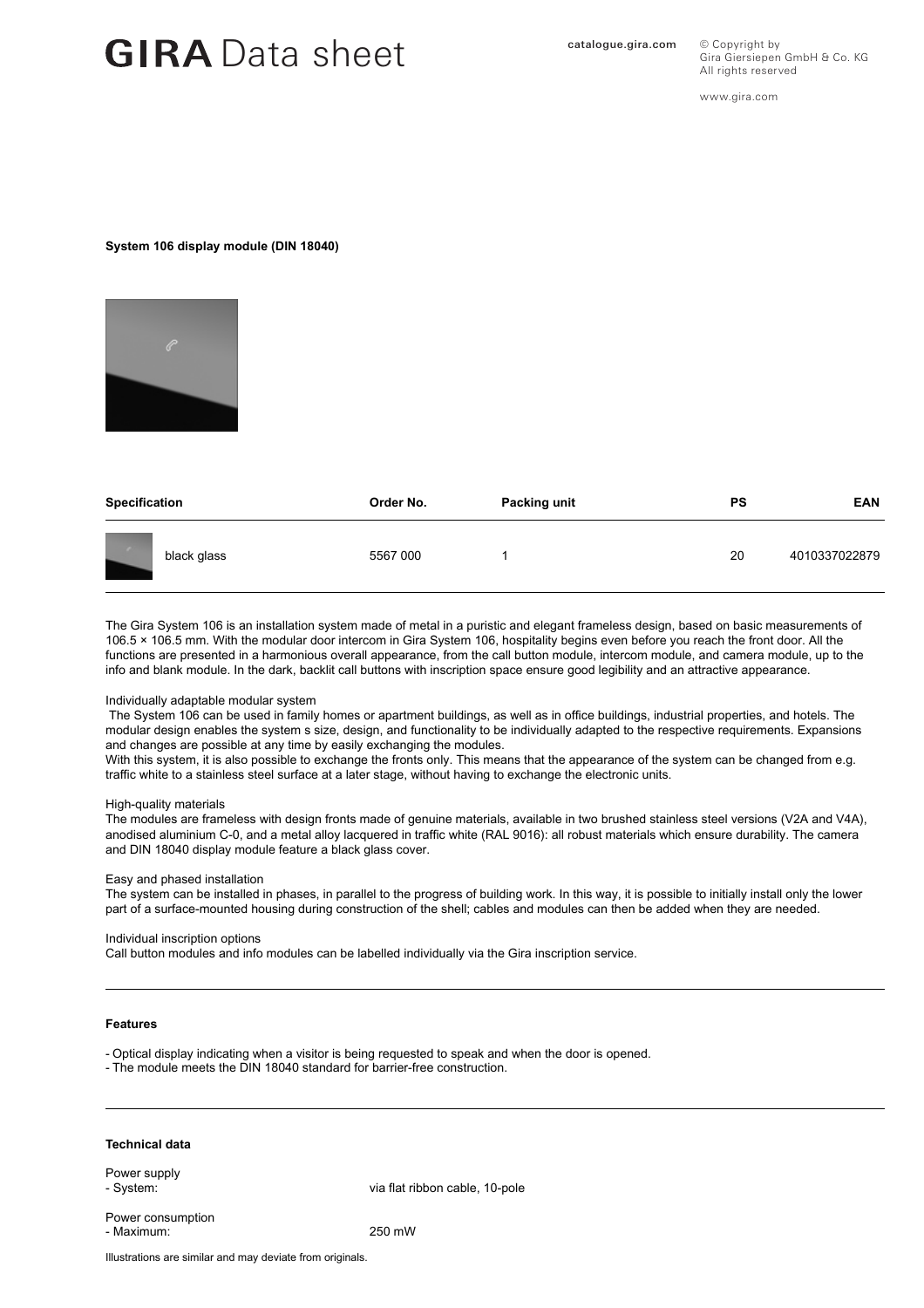# GIRA Data sheet

catalogue.gira.com

© Copyright by Gira Giersiepen GmbH & Co. KG All rights reserved

www.gira.com

**System 106 display module (DIN 18040)**

| Specification | Order No. | Packing unit | PS | EAN |
|---|---|---|---|---|
| black glass | 5567 000 | 1 | 20 | 4010337022879 |

The Gira System 106 is an installation system made of metal in a puristic and elegant frameless design, based on basic measurements of 106.5 × 106.5 mm. With the modular door intercom in Gira System 106, hospitality begins even before you reach the front door. All the functions are presented in a harmonious overall appearance, from the call button module, intercom module, and camera module, up to the info and blank module. In the dark, backlit call buttons with inscription space ensure good legibility and an attractive appearance.

Individually adaptable modular system

The System 106 can be used in family homes or apartment buildings, as well as in office buildings, industrial properties, and hotels. The modular design enables the system s size, design, and functionality to be individually adapted to the respective requirements. Expansions and changes are possible at any time by easily exchanging the modules.
With this system, it is also possible to exchange the fronts only. This means that the appearance of the system can be changed from e.g. traffic white to a stainless steel surface at a later stage, without having to exchange the electronic units.

High-quality materials

The modules are frameless with design fronts made of genuine materials, available in two brushed stainless steel versions (V2A and V4A), anodised aluminium C-0, and a metal alloy lacquered in traffic white (RAL 9016): all robust materials which ensure durability. The camera and DIN 18040 display module feature a black glass cover.

Easy and phased installation

The system can be installed in phases, in parallel to the progress of building work. In this way, it is possible to initially install only the lower part of a surface-mounted housing during construction of the shell; cables and modules can then be added when they are needed.

Individual inscription options

Call button modules and info modules can be labelled individually via the Gira inscription service.

**Features**

- Optical display indicating when a visitor is being requested to speak and when the door is opened.
- The module meets the DIN 18040 standard for barrier-free construction.

**Technical data**

Power supply
- System: via flat ribbon cable, 10-pole

Power consumption
- Maximum: 250 mW

Illustrations are similar and may deviate from originals.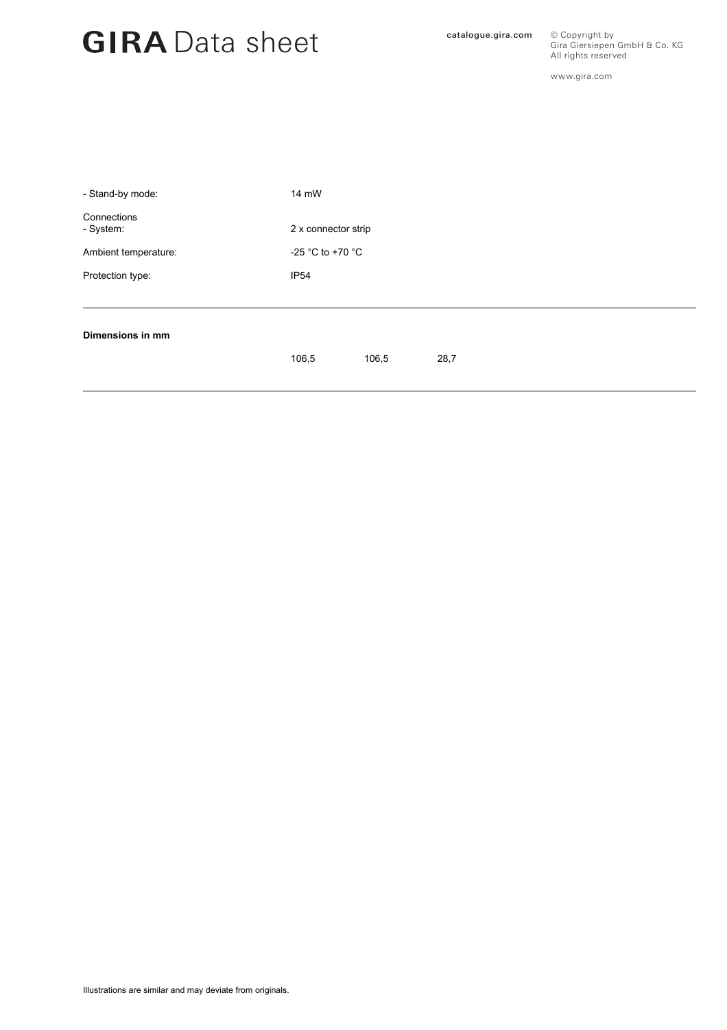| | |
|---|---|
| - Stand-by mode: | 14 mW |
| Connections<br>- System: | 2 x connector strip |
| Ambient temperature: | -25 °C to +70 °C |
| Protection type: | IP54 |

**Dimensions in mm**

| | | |
|---|---|---|
| 106,5 | 106,5 | 28,7 |

Illustrations are similar and may deviate from originals.